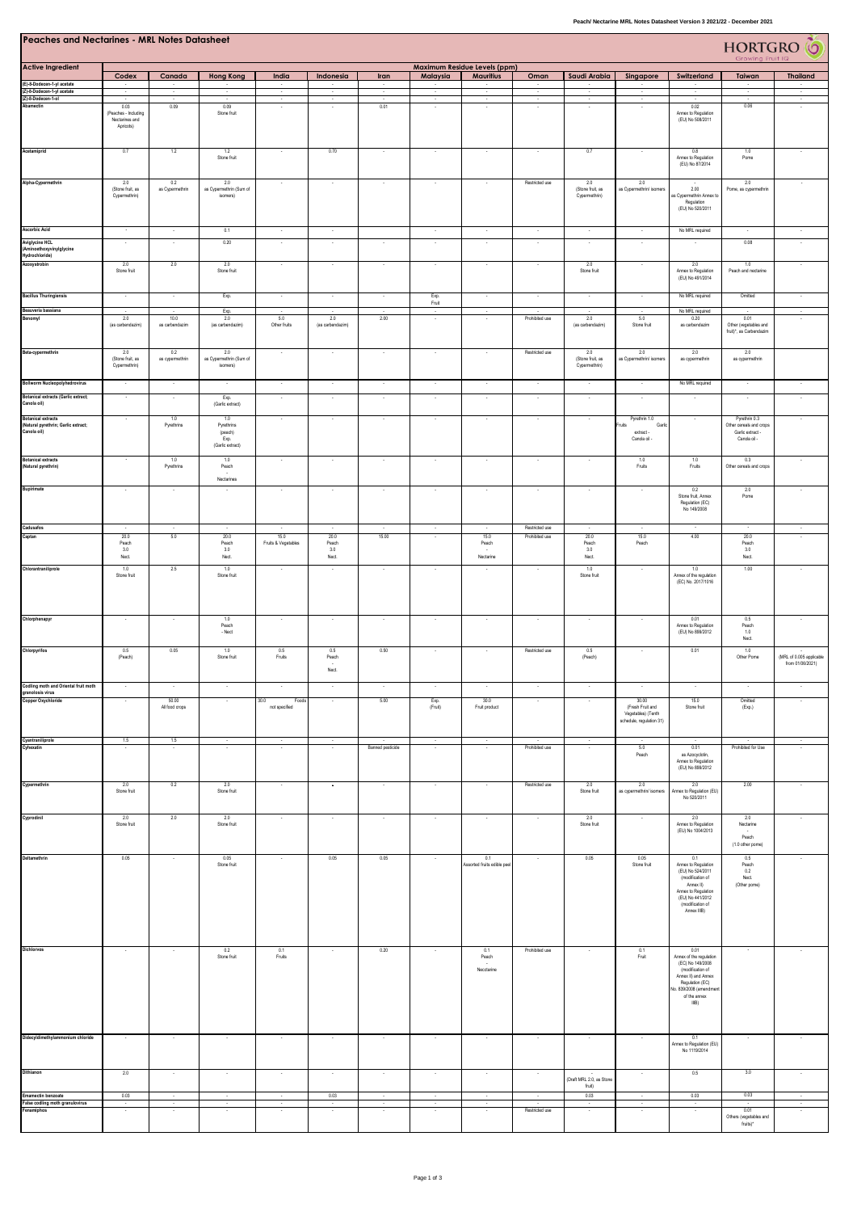# Peaches and Nectarines - MRL Notes Datasheet

| Active Ingredient | Maximum Residue Levels (ppm) | | | | | | | | | | | | | |
|---|---|---|---|---|---|---|---|---|---|---|---|---|---|---|
| | Codex | Canada | Hong Kong | India | Indonesia | Iran | Malaysia | Mauritius | Oman | Saudi Arabia | Singapore | Switzerland | Taiwan | Thailand |
| (E)-8-Dodecen-1-yl acetate | - | - | - | - | - | - | - | - | - | - | - | - | - | - |
| (Z)-8-Dodecen-1-yl acetate | - | - | - | - | - | - | - | - | - | - | - | - | - | - |
| (Z)-8-Dodecen-1-ol | - | - | - | - | - | - | - | - | - | - | - | - | - | - |
| Abamectin | 0.03 (Peaches - Including Nectarines and Apricots) | 0.09 | 0.09 Stone fruit | - | - | 0.01 | - | - | - | - | - | 0.02 Annex to Regulation (EU) No 508/2011 | 0.06 | - |
| Acetamiprid | 0.7 | 1.2 | 1.2 Stone fruit | - | 0.70 | - | - | - | - | 0.7 | - | 0.8 Annex to Regulation (EU) No 87/2014 | 1.0 Pome | - |
| Alpha-Cypermethrin | 2.0 (Stone fruit, as Cypermethrin) | 0.2 as Cypermethrin | 2.0 as Cypermethrin (Sum of isomers) | - | - | - | - | - | Restricted use | 2.0 (Stone fruit, as Cypermethrin) | 2.0 as Cypermethrin/ isomers | - 2.00 as Cypermethrin Annex to Regulation (EU) No 520/2011 | 2.0 Pome, as cypermethrin | - |
| Ascorbic Acid | - | - | 0.1 | - | - | - | - | - | - | - | - | No MRL required | - | - |
| Aviglycine HCL (Aminoethoxyvinylglycine Hydrochloride) | - | - | 0.20 | - | - | - | - | - | - | - | - | - | 0.08 | - |
| Azoxystrobin | 2.0 Stone fruit | 2.0 | 2.0 Stone fruit | - | - | - | - | - | - | 2.0 Stone fruit | - | 2.0 Annex to Regulation (EU) No 491/2014 | 1.0 Peach and nectarine | - |
| Bacillus Thuringiensis | - | - | Exp. | - | - | - | Exp. Fruit | - | - | - | - | No MRL required | Omitted | - |
| Beauveria bassiana | - | - | Exp. | - | - | - | - | - | - | - | - | No MRL required | - | - |
| Benomyl | 2.0 (as carbendazim) | 10.0 as carbendazim | 2.0 (as carbendazim) | 5.0 Other fruits | 2.0 (as carbendazim) | 2.00 | - | - | Prohibited use | 2.0 (as carbendazim) | 5.0 Stone fruit | 0.20 as carbendazim | 0.01 Other (vegetables and fruit)*, as Carbendazim | - |
| Beta-cypermethrin | 2.0 (Stone fruit, as Cypermethrin) | 0.2 as cypermethrin | 2.0 as Cypermethrin (Sum of isomers) | - | - | - | - | - | Restricted use | 2.0 (Stone fruit, as Cypermethrin) | 2.0 as Cypermethrin/ isomers | 2.0 as cypermethrin | 2.0 as cypermethrin | - |
| Bollworm Nucleopolyhedrovirus | - | - | - | - | - | - | - | - | - | - | - | No MRL required | - | - |
| Botanical extracts (Garlic extract; Canola oil) | - | - | Exp. (Garlic extract) | - | - | - | - | - | - | - | - | - | - | - |
| Botanical extracts (Natural pyrethrin; Garlic extract; Canola oil) | - | 1.0 Pyrethrins | 1.0 Pyrethrins (peach) Exp. (Garlic extract) | - | - | - | - | - | - | - | Pyrethrin 1.0 Fruits Garlic extract - Canola oil - | - | Pyrethrin 0.3 Other cereals and crops Garlic extract - Canola oil - | - |
| Botanical extracts (Natural pyrethrin) | - | 1.0 Pyrethrins | 1.0 Peach - Nectarines | - | - | - | - | - | - | - | 1.0 Fruits | 1.0 Fruits | 0.3 Other cereals and crops | - |
| Bupirimate | - | - | - | - | - | - | - | - | - | - | - | 0.2 Stone fruit, Annex Regulation (EC) No 149/2008 | 2.0 Pome | - |
| Cadusafos | - | - | - | - | - | - | - | - | Restricted use | - | - | - | - | - |
| Captan | 20.0 Peach 3.0 Nect. | 5.0 | 20.0 Peach 3.0 Nect. | 15.0 Fruits & Vegetables | 20.0 Peach 3.0 Nect. | 15.00 | - | 15.0 Peach - Nectarine | Prohibited use | 20.0 Peach 3.0 Nect. | 15.0 Peach | 4.00 | 20.0 Peach 3.0 Nect. | - |
| Chlorantraniliprole | 1.0 Stone fruit | 2.5 | 1.0 Stone fruit | - | - | - | - | - | - | 1.0 Stone fruit | - | 1.0 Annex of the regulation (EC) No. 2017/1016 | 1.00 | - |
| Chlorphenapyr | - | - | 1.0 Peach - Nect | - | - | - | - | - | - | - | - | 0.01 Annex to Regulation (EU) No 899/2012 | 0.5 Peach 1.0 Nect. | - |
| Chlorpyrifos | 0.5 (Peach) | 0.05 | 1.0 Stone fruit | 0.5 Fruits | 0.5 Peach - Nect. | 0.50 | - | - | Restricted use | 0.5 (Peach) | - | 0.01 | 1.0 Other Pome | (MRL of 0.005 applicable from 01/06/2021) |
| Codling moth and Oriental fruit moth granulosis virus | - | - | - | - | - | - | - | - | - | - | - | - | - | - |
| Copper Oxychloride | - | 50.00 All food crops | - | 30.0 Foods not specified | - | 5.00 | Exp. (Fruit) | 30.0 Fruit product | - | - | 30.00 (Fresh Fruit and Vegetables) (Tenth schedule, regulation 31) | 15.0 Stone fruit | Omitted (Exp.) | - |
| Cyantraniliprole | 1.5 | 1.5 | - | - | - | - | - | - | - | - | - | - | - | - |
| Cyhexatin | - | - | - | - | - | Banned pesticide | - | - | Prohibited use | - | 5.0 Peach | 0.01 as Azocyclotin, Annex to Regulation (EU) No 899/2012 | Prohibited for Use | - |
| Cypermethrin | 2.0 Stone fruit | 0.2 | 2.0 Stone fruit | - | • | - | - | - | Restricted use | 2.0 Stone fruit | 2.0 as cypermethrin/ isomers | 2.0 Annex to Regulation (EU) No 520/2011 | 2.00 | - |
| Cyprodinil | 2.0 Stone fruit | 2.0 | 2.0 Stone fruit | - | - | - | - | - | - | 2.0 Stone fruit | - | 2.0 Annex to Regulation (EU) No 1004/2013 | 2.0 Nectarine - Peach (1.0 other pome) | - |
| Deltamethrin | 0.05 | - | 0.05 Stone fruit | - | 0.05 | 0.05 | - | 0.1 Assorted fruits edible peel | - | 0.05 | 0.05 Stone fruit | 0.1 Annex to Regulation (EU) No 524/2011 (modification of Annex II) Annex to Regulation (EU) No 441/2012 (modification of Annex IIIB) | 0.5 Peach 0.2 Nect. (Other pome) | - |
| Dichlorvos | - | - | 0.2 Stone fruit | 0.1 Fruits | - | 0.20 | - | 0.1 Peach - Nectarine | Prohibited use | - | 0.1 Fruit | 0.01 Annex of the regulation (EC) No 149/2008 (modification of Annex II) and Annex Regulation (EC) No. 839/2008 (amendment of the annex IIIB) | - | - |
| Didecyldimethylammonium chloride | - | - | - | - | - | - | - | - | - | - | - | 0.1 Annex to Regulation (EU) No 1119/2014 | - | - |
| Dithianon | 2.0 | - | - | - | - | - | - | - | - | - (Draft MRL 2.0, as Stone fruit) | - | 0.5 | 3.0 | - |
| Emamectin benzoate | 0.03 | - | - | - | 0.03 | - | - | - | - | 0.03 | - | 0.03 | 0.03 | - |
| False codling moth granulovirus | - | - | - | - | - | - | - | - | - | - | - | - | - | - |
| Fenamiphos | - | - | - | - | - | - | - | - | Restricted use | - | - | - | 0.01 Others (vegetables and fruits)* | - |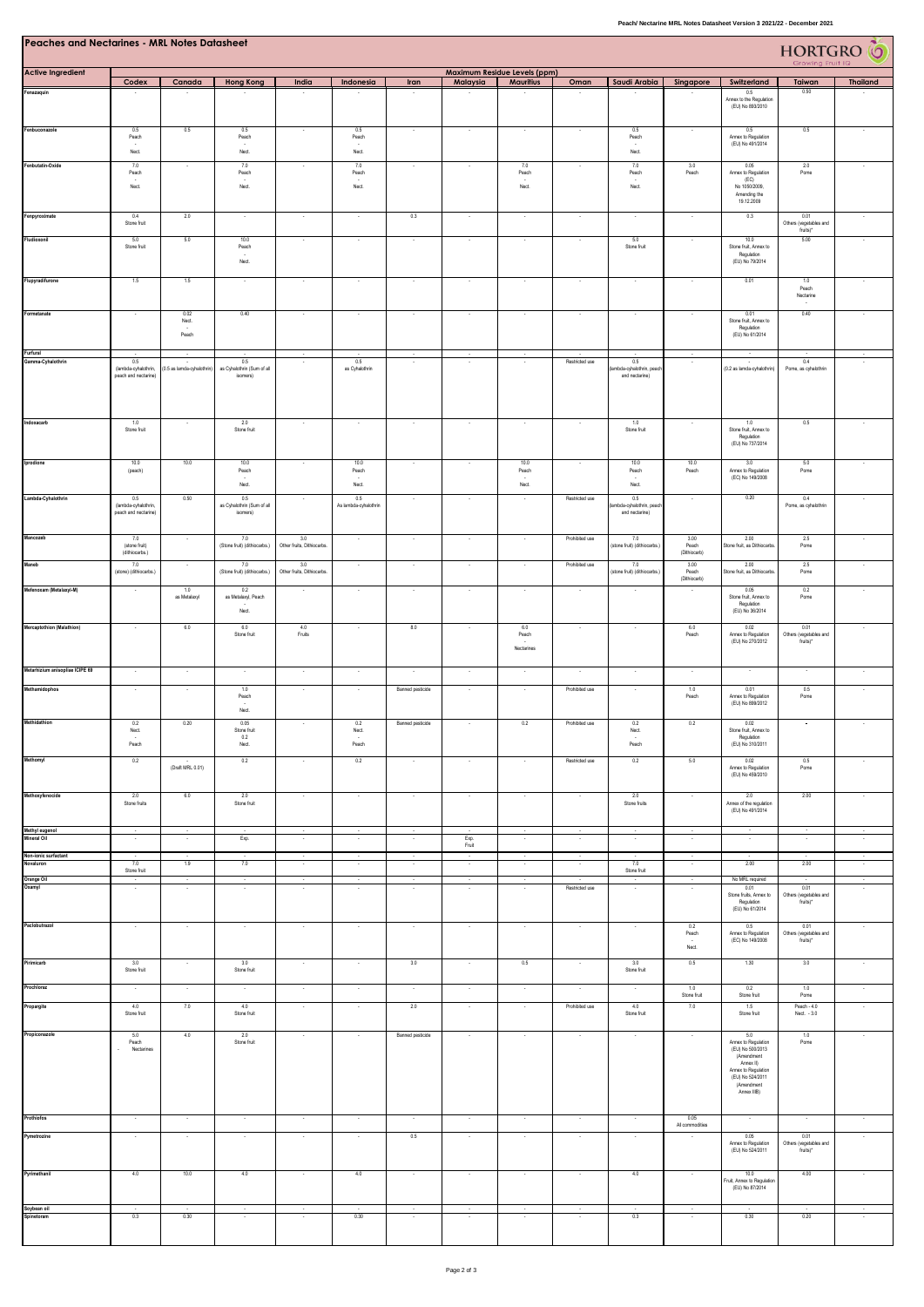## Peaches and Nectarines - MRL Notes Datasheet

| Active Ingredient | Maximum Residue Levels (ppm) | | | | | | | | | | | | |
|---|---|---|---|---|---|---|---|---|---|---|---|---|---|
| | Codex | Canada | Hong Kong | India | Indonesia | Iran | Malaysia | Mauritius | Oman | Saudi Arabia | Singapore | Switzerland | Taiwan | Thailand |
| Fenazaquin | - | - | - | - | - | - | - | - | - | - | - | 0.5 Annex to the Regulation (EU) No 893/2010 | 0.50 | - |
| Fenbuconazole | 0.5 Peach - Nect. | 0.5 | 0.5 Peach - Nect. | - | 0.5 Peach - Nect. | - | - | - | - | 0.5 Peach - Nect. | - | 0.5 Annex to Regulation (EU) No 491/2014 | 0.5 | - |
| Fenbutatin-Oxide | 7.0 Peach - Nect. | - | 7.0 Peach - Nect. | - | 7.0 Peach - Nect. | - | - | 7.0 Peach - Nect. | - | 7.0 Peach - Nect. | 3.0 Peach | 0.05 Annex to Regulation (EC) No 1050/2009, Amending the 19.12.2009 | 2.0 Pome | - |
| Fenpyroximate | 0.4 Stone fruit | 2.0 | - | - | - | 0.3 | - | - | - | - | - | 0.3 | 0.01 Others (vegetables and fruits)* | - |
| Fludioxonil | 5.0 Stone fruit | 5.0 | 10.0 Peach - Nect. | - | - | - | - | - | - | 5.0 Stone fruit | - | 10.0 Stone fruit, Annex to Regulation (EU) No 79/2014 | 5.00 | - |
| Flupyradifurone | 1.5 | 1.5 | - | - | - | - | - | - | - | - | - | 0.01 | 1.0 Peach Nectarine - | - |
| Formetanate | - | 0.02 Nect. - Peach | 0.40 | - | - | - | - | - | - | - | - | 0.01 Stone fruit, Annex to Regulation (EU) No 61/2014 | 0.40 | - |
| Furfural | - | - | - | - | - | - | - | - | - | - | - | - | - | - |
| Gamma-Cyhalothrin | 0.5 (lambda-cyhalothrin, peach and nectarine) | - (0.5 as lambda-cyhalothrin) | 0.5 as Cyhalothrin (Sum of all isomers) | - | 0.5 as Cyhalothrin | - | - | - | Restricted use | 0.5 (lambda-cyhalothrin, peach and nectarine) | - | - (0.2 as lambda-cyhalothrin) | 0.4 Pome, as cyhalothrin | - |
| Indoxacarb | 1.0 Stone fruit | - | 2.0 Stone fruit | - | - | - | - | - | - | 1.0 Stone fruit | - | 1.0 Stone fruit, Annex to Regulation (EU) No 737/2014 | 0.5 | - |
| Iprodione | 10.0 (peach) | 10.0 | 10.0 Peach - Nect. | - | 10.0 Peach - Nect. | - | - | 10.0 Peach - Nect. | - | 10.0 Peach - Nect. | 10.0 Peach | 3.0 Annex to Regulation (EC) No 149/2008 | 5.0 Pome | - |
| Lambda-Cyhalothrin | 0.5 (lambda-cyhalothrin, peach and nectarine) | 0.50 | 0.5 as Cyhalothrin (Sum of all isomers) | - | 0.5 As lambda-cyhalothrin | - | - | - | Restricted use | 0.5 (lambda-cyhalothrin, peach and nectarine) | - | 0.20 | 0.4 Pome, as cyhalothrin | - |
| Mancozeb | 7.0 (stone fruit) (dithiocarbs.) | - | 7.0 (Stone fruit) (dithiocarbs.) | 3.0 Other fruits. Dithiocarbs. | - | - | - | - | Prohibited use | 7.0 (stone fruit) (dithiocarbs.) | 3.00 Peach (Dithiocarb) | 2.00 Stone fruit, as Dithiocarbs. | 2.5 Pome | - |
| Maneb | 7.0 (stone) (dithiocarbs.) | - | 7.0 (Stone fruit) (dithiocarbs.) | 3.0 Other fruits. Dithiocarbs. | - | - | - | - | Prohibited use | 7.0 (stone fruit) (dithiocarbs.) | 3.00 Peach (Dithiocarb) | 2.00 Stone fruit, as Dithiocarbs. | 2.5 Pome | - |
| Mefenoxam (Metalaxyl-M) | - | 1.0 as Metalaxyl | 0.2 as Metalaxyl, Peach - Nect. | - | - | - | - | - | - | - | - | 0.05 Stone fruit, Annex to Regulation (EU) No 36/2014 | 0.2 Pome | - |
| Mercaptothion (Malathion) | - | 6.0 | 6.0 Stone fruit | 4.0 Fruits | - | 8.0 | - | 6.0 Peach - Nectarines | - | - | 6.0 Peach | 0.02 Annex to Regulation (EU) No 270/2012 | 0.01 Others (vegetables and fruits)* | - |
| Metarhizium anisopliae ICIPE 69 | - | - | - | - | - | - | - | - | - | - | - | - | - | - |
| Methamidophos | - | - | 1.0 Peach - Nect. | - | - | Banned pesticide | - | - | Prohibited use | - | 1.0 Peach | 0.01 Annex to Regulation (EU) No 899/2012 | 0.5 Pome | - |
| Methidathion | 0.2 Nect. - Peach | 0.20 | 0.05 Stone fruit 0.2 Nect. | - | 0.2 Nect. - Peach | Banned pesticide | - | 0.2 | Prohibited use | 0.2 Nect. - Peach | 0.2 | 0.02 Stone fruit, Annex to Regulation (EU) No 310/2011 | - | - |
| Methomyl | 0.2 | - (Draft MRL 0.01) | 0.2 | - | 0.2 | - | - | - | Restricted use | 0.2 | 5.0 | 0.02 Annex to Regulation (EU) No 459/2010 | 0.5 Pome | - |
| Methoxyfenocide | 2.0 Stone fruits | 6.0 | 2.0 Stone fruit | - | - | - | - | - | - | 2.0 Stone fruits | - | 2.0 Annex of the regulation (EU) No 491/2014 | 2.00 | - |
| Methyl eugenol | - | - | - | - | - | - | - | - | - | - | - | - | - | - |
| Mineral Oil | - | - | Exp. | - | - | - | Exp. Fruit | - | - | - | - | - | - | - |
| Non-ionic surfactant | - | - | - | - | - | - | - | - | - | - | - | - | - | - |
| Novaluron | 7.0 Stone fruit | 1.9 | 7.0 | - | - | - | - | - | - | 7.0 Stone fruit | - | 2.00 | 2.00 | - |
| Orange Oil | - | - | - | - | - | - | - | - | - | - | - | No MRL required | - | - |
| Oxamyl | - | - | - | - | - | - | - | - | Restricted use | - | - | 0.01 Stone fruits, Annex to Regulation (EU) No 61/2014 | 0.01 Others (vegetables and fruits)* | - |
| Paclobutrazol | - | - | - | - | - | - | - | - | - | - | 0.2 Peach - Nect. | 0.5 Annex to Regulation (EC) No 149/2008 | 0.01 Others (vegetables and fruits)* | - |
| Pirimicarb | 3.0 Stone fruit | - | 3.0 Stone fruit | - | - | 3.0 | - | 0.5 | - | 3.0 Stone fruit | 0.5 | 1.30 | 3.0 | - |
| Prochloraz | - | - | - | - | - | - | - | - | - | - | 1.0 Stone fruit | 0.2 Stone fruit | 1.0 Pome | - |
| Propargite | 4.0 Stone fruit | 7.0 | 4.0 Stone fruit | - | - | 2.0 | - | - | Prohibited use | 4.0 Stone fruit | 7.0 | 1.5 Stone fruit | Peach - 4.0 Nect. - 3.0 | - |
| Propiconazole | 5.0 Peach - Nectarines | 4.0 | 2.0 Stone fruit | - | - | Banned pesticide | - | - | - | - | - | 5.0 Annex to Regulation (EU) No 500/2013 (Amendment Annex II) Annex to Regulation (EU) No 524/2011 (Amendment Annex IIIB) | 1.0 Pome | - |
| Prothiofos | - | - | - | - | - | - | - | - | - | - | 0.05 All commodities | - | - | - |
| Pymetrozine | - | - | - | - | - | 0.5 | - | - | - | - | - | 0.05 Annex to Regulation (EU) No 524/2011 | 0.01 Others (vegetables and fruits)* | - |
| Pyrimethanil | 4.0 | 10.0 | 4.0 | - | 4.0 | - | - | - | - | 4.0 | - | 10.0 Fruit, Annex to Regulation (EU) No 87/2014 | 4.00 | - |
| Soybean oil | - | - | - | - | - | - | - | - | - | - | - | - | - | - |
| Spinetoram | 0.3 | 0.30 | - | - | 0.30 | - | - | - | - | 0.3 | - | 0.30 | 0.20 | - |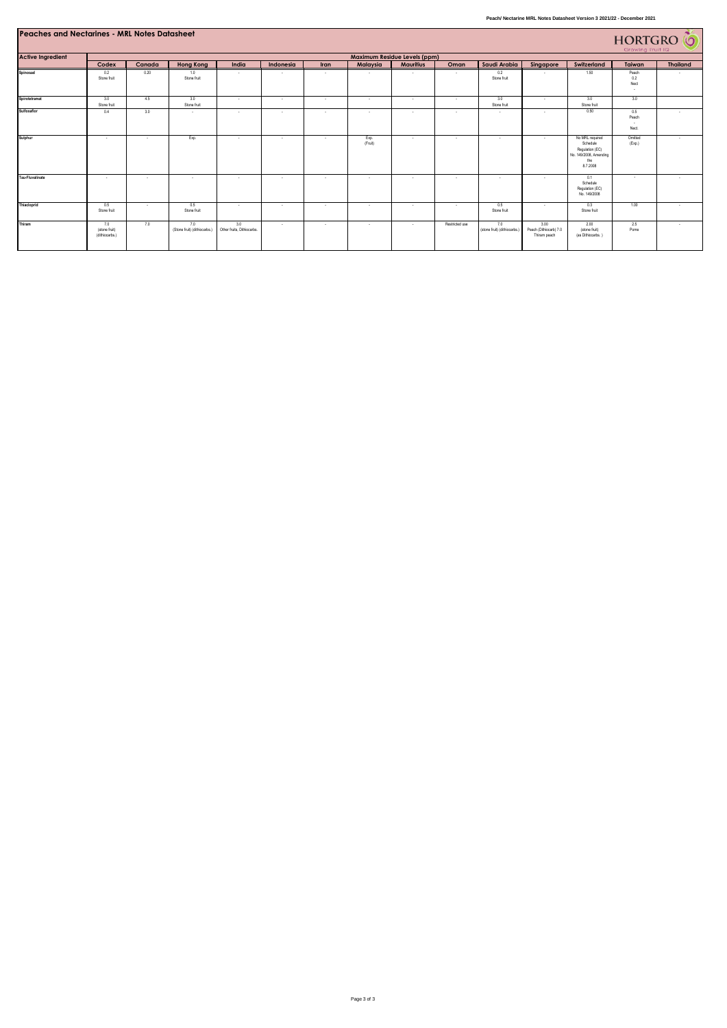# Peaches and Nectarines - MRL Notes Datasheet

HORTGRO
Growing Fruit IQ

| Active Ingredient | Maximum Residue Levels (ppm) | | | | | | | | | | | | | |
|---|---|---|---|---|---|---|---|---|---|---|---|---|---|---|
| | Codex | Canada | Hong Kong | India | Indonesia | Iran | Malaysia | Mauritius | Oman | Saudi Arabia | Singapore | Switzerland | Taiwan | Thailand |
| Spinosad | 0.2 Stone fruit | 0.20 | 1.0 Stone fruit | - | - | - | - | - | - | 0.2 Stone fruit | - | 1.50 | Peach 0.2 Nect - | - |
| Spirotetramat | 3.0 Stone fruit | 4.5 | 3.0 Stone fruit | - | - | - | - | - | - | 3.0 Stone fruit | - | 3.0 Stone fruit | 3.0 | |
| Sulfoxaflor | 0.4 | 3.0 | - | - | - | - | - | - | - | - | - | 0.50 | 0.5 Peach - Nect. | - |
| Sulphur | - | - | Exp. | - | - | - | Exp. (Fruit) | - | - | - | - | No MRL required Schedule Regulation (EC) No. 149/2008, Amending the 8.7.2008 | Omitted (Exp.) | - |
| Tau-Fluvalinate | - | - | - | - | - | - | - | - | - | - | - | 0.1 Schedule Regulation (EC) No. 149/2008 | - | - |
| Thiacloprid | 0.5 Stone fruit | - | 0.5 Stone fruit | - | - | - | - | - | - | 0.5 Stone fruit | - | 0.3 Stone fruit | 1.00 | - |
| Thiram | 7.0 (stone fruit) (dithiocarbs.) | 7.0 | 7.0 (Stone fruit) (dithiocarbs.) | 3.0 Other fruits. Dithiocarbs. | - | - | - | - | Restricted use | 7.0 (stone fruit) (dithiocarbs.) | 3.00 Peach (Dithiocarb) 7.0 Thiram peach | 2.00 (stone fruit) (as Dithiocarbs. ) | 2.5 Pome | - |